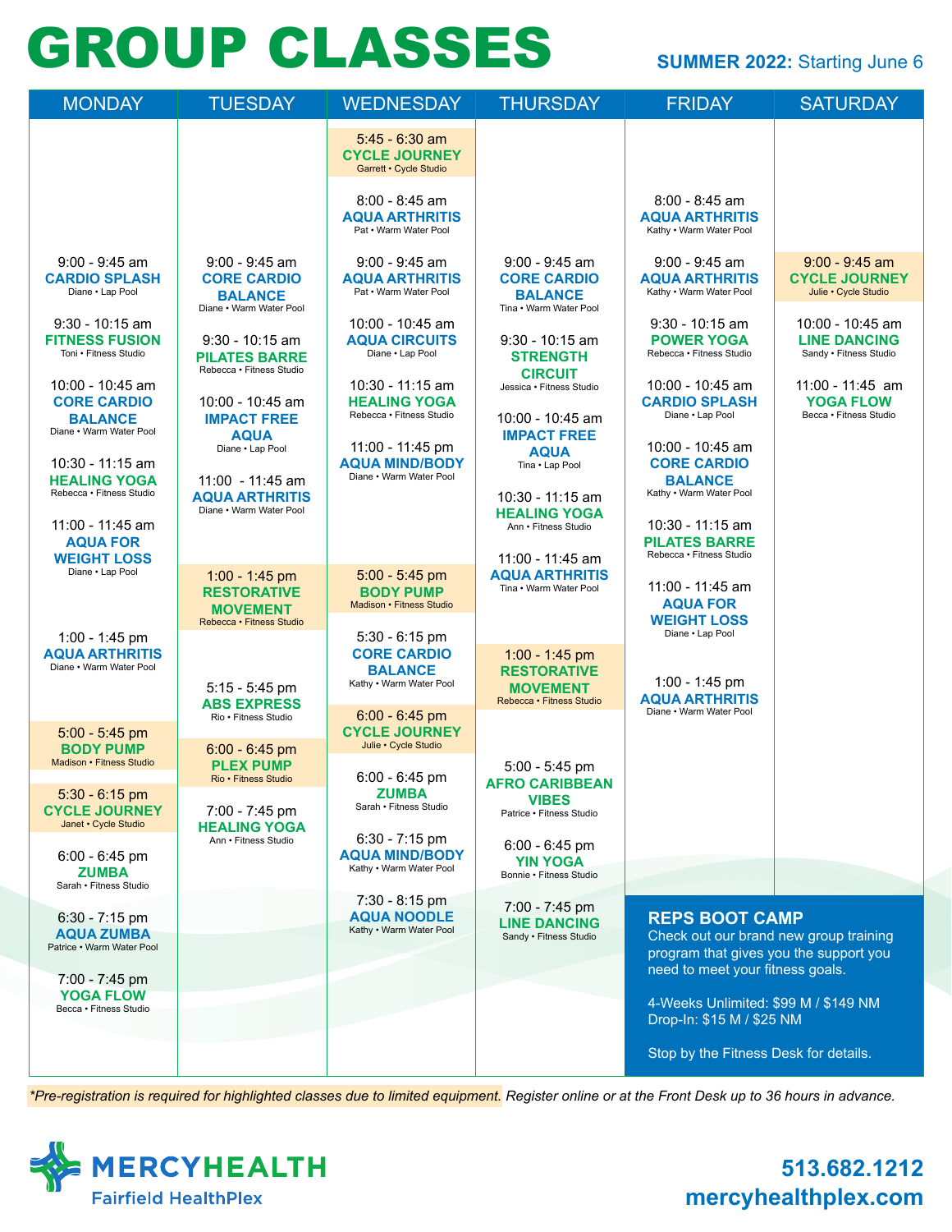# GROUP CLASSES

**SUMMER 2022:** Starting June 6

## MONDAY

- 9:00 - 9:45 am **CARDIO SPLASH** — Diane • Lap Pool
- 9:30 - 10:15 am **FITNESS FUSION** — Toni • Fitness Studio
- 10:00 - 10:45 am **CORE CARDIO BALANCE** — Diane • Warm Water Pool
- 10:30 - 11:15 am **HEALING YOGA** — Rebecca • Fitness Studio
- 11:00 - 11:45 am **AQUA FOR WEIGHT LOSS** — Diane • Lap Pool
- 1:00 - 1:45 pm **AQUA ARTHRITIS** — Diane • Warm Water Pool
- 5:00 - 5:45 pm **BODY PUMP** — Madison • Fitness Studio *
- 5:30 - 6:15 pm **CYCLE JOURNEY** — Janet • Cycle Studio *
- 6:00 - 6:45 pm **ZUMBA** — Sarah • Fitness Studio
- 6:30 - 7:15 pm **AQUA ZUMBA** — Patrice • Warm Water Pool
- 7:00 - 7:45 pm **YOGA FLOW** — Becca • Fitness Studio

## TUESDAY

- 9:00 - 9:45 am **CORE CARDIO BALANCE** — Diane • Warm Water Pool
- 9:30 - 10:15 am **PILATES BARRE** — Rebecca • Fitness Studio
- 10:00 - 10:45 am **IMPACT FREE AQUA** — Diane • Lap Pool
- 11:00 - 11:45 am **AQUA ARTHRITIS** — Diane • Warm Water Pool
- 1:00 - 1:45 pm **RESTORATIVE MOVEMENT** — Rebecca • Fitness Studio *
- 5:15 - 5:45 pm **ABS EXPRESS** — Rio • Fitness Studio
- 6:00 - 6:45 pm **PLEX PUMP** — Rio • Fitness Studio *
- 7:00 - 7:45 pm **HEALING YOGA** — Ann • Fitness Studio

## WEDNESDAY

- 5:45 - 6:30 am **CYCLE JOURNEY** — Garrett • Cycle Studio *
- 8:00 - 8:45 am **AQUA ARTHRITIS** — Pat • Warm Water Pool
- 9:00 - 9:45 am **AQUA ARTHRITIS** — Pat • Warm Water Pool
- 10:00 - 10:45 am **AQUA CIRCUITS** — Diane • Lap Pool
- 10:30 - 11:15 am **HEALING YOGA** — Rebecca • Fitness Studio
- 11:00 - 11:45 pm **AQUA MIND/BODY** — Diane • Warm Water Pool
- 5:00 - 5:45 pm **BODY PUMP** — Madison • Fitness Studio *
- 5:30 - 6:15 pm **CORE CARDIO BALANCE** — Kathy • Warm Water Pool
- 6:00 - 6:45 pm **CYCLE JOURNEY** — Julie • Cycle Studio *
- 6:00 - 6:45 pm **ZUMBA** — Sarah • Fitness Studio
- 6:30 - 7:15 pm **AQUA MIND/BODY** — Kathy • Warm Water Pool
- 7:30 - 8:15 pm **AQUA NOODLE** — Kathy • Warm Water Pool

## THURSDAY

- 9:00 - 9:45 am **CORE CARDIO BALANCE** — Tina • Warm Water Pool
- 9:30 - 10:15 am **STRENGTH CIRCUIT** — Jessica • Fitness Studio
- 10:00 - 10:45 am **IMPACT FREE AQUA** — Tina • Lap Pool
- 10:30 - 11:15 am **HEALING YOGA** — Ann • Fitness Studio
- 11:00 - 11:45 am **AQUA ARTHRITIS** — Tina • Warm Water Pool
- 1:00 - 1:45 pm **RESTORATIVE MOVEMENT** — Rebecca • Fitness Studio *
- 5:00 - 5:45 pm **AFRO CARIBBEAN VIBES** — Patrice • Fitness Studio
- 6:00 - 6:45 pm **YIN YOGA** — Bonnie • Fitness Studio
- 7:00 - 7:45 pm **LINE DANCING** — Sandy • Fitness Studio

## FRIDAY

- 8:00 - 8:45 am **AQUA ARTHRITIS** — Kathy • Warm Water Pool
- 9:00 - 9:45 am **AQUA ARTHRITIS** — Kathy • Warm Water Pool
- 9:30 - 10:15 am **POWER YOGA** — Rebecca • Fitness Studio
- 10:00 - 10:45 am **CARDIO SPLASH** — Diane • Lap Pool
- 10:00 - 10:45 am **CORE CARDIO BALANCE** — Kathy • Warm Water Pool
- 10:30 - 11:15 am **PILATES BARRE** — Rebecca • Fitness Studio
- 11:00 - 11:45 am **AQUA FOR WEIGHT LOSS** — Diane • Lap Pool
- 1:00 - 1:45 pm **AQUA ARTHRITIS** — Diane • Warm Water Pool

## SATURDAY

- 9:00 - 9:45 am **CYCLE JOURNEY** — Julie • Cycle Studio *
- 10:00 - 10:45 am **LINE DANCING** — Sandy • Fitness Studio
- 11:00 - 11:45 am **YOGA FLOW** — Becca • Fitness Studio

## REPS BOOT CAMP

Check out our brand new group training program that gives you the support you need to meet your fitness goals.

4-Weeks Unlimited: $99 M / $149 NM
Drop-In: $15 M / $25 NM

Stop by the Fitness Desk for details.

*\*Pre-registration is required for highlighted classes due to limited equipment.* Register online or at the Front Desk up to 36 hours in advance.

**MERCYHEALTH**
Fairfield HealthPlex

**513.682.1212**
**mercyhealthplex.com**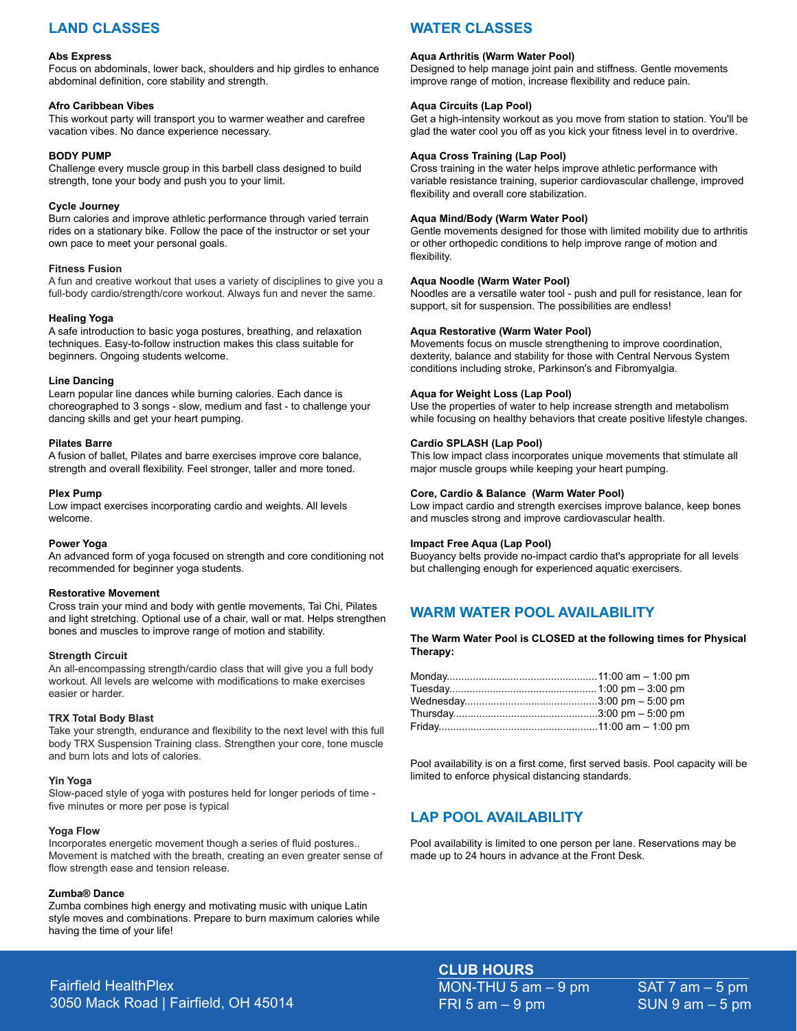## LAND CLASSES

**Abs Express**
Focus on abdominals, lower back, shoulders and hip girdles to enhance abdominal definition, core stability and strength.

**Afro Caribbean Vibes**
This workout party will transport you to warmer weather and carefree vacation vibes. No dance experience necessary.

**BODY PUMP**
Challenge every muscle group in this barbell class designed to build strength, tone your body and push you to your limit.

**Cycle Journey**
Burn calories and improve athletic performance through varied terrain rides on a stationary bike. Follow the pace of the instructor or set your own pace to meet your personal goals.

**Fitness Fusion**
A fun and creative workout that uses a variety of disciplines to give you a full-body cardio/strength/core workout. Always fun and never the same.

**Healing Yoga**
A safe introduction to basic yoga postures, breathing, and relaxation techniques. Easy-to-follow instruction makes this class suitable for beginners. Ongoing students welcome.

**Line Dancing**
Learn popular line dances while burning calories. Each dance is choreographed to 3 songs - slow, medium and fast - to challenge your dancing skills and get your heart pumping.

**Pilates Barre**
A fusion of ballet, Pilates and barre exercises improve core balance, strength and overall flexibility. Feel stronger, taller and more toned.

**Plex Pump**
Low impact exercises incorporating cardio and weights. All levels welcome.

**Power Yoga**
An advanced form of yoga focused on strength and core conditioning not recommended for beginner yoga students.

**Restorative Movement**
Cross train your mind and body with gentle movements, Tai Chi, Pilates and light stretching. Optional use of a chair, wall or mat. Helps strengthen bones and muscles to improve range of motion and stability.

**Strength Circuit**
An all-encompassing strength/cardio class that will give you a full body workout. All levels are welcome with modifications to make exercises easier or harder.

**TRX Total Body Blast**
Take your strength, endurance and flexibility to the next level with this full body TRX Suspension Training class. Strengthen your core, tone muscle and burn lots and lots of calories.

**Yin Yoga**
Slow-paced style of yoga with postures held for longer periods of time - five minutes or more per pose is typical

**Yoga Flow**
Incorporates energetic movement though a series of fluid postures.. Movement is matched with the breath, creating an even greater sense of flow strength ease and tension release.

**Zumba® Dance**
Zumba combines high energy and motivating music with unique Latin style moves and combinations. Prepare to burn maximum calories while having the time of your life!

## WATER CLASSES

**Aqua Arthritis (Warm Water Pool)**
Designed to help manage joint pain and stiffness. Gentle movements improve range of motion, increase flexibility and reduce pain.

**Aqua Circuits (Lap Pool)**
Get a high-intensity workout as you move from station to station. You'll be glad the water cool you off as you kick your fitness level in to overdrive.

**Aqua Cross Training (Lap Pool)**
Cross training in the water helps improve athletic performance with variable resistance training, superior cardiovascular challenge, improved flexibility and overall core stabilization.

**Aqua Mind/Body (Warm Water Pool)**
Gentle movements designed for those with limited mobility due to arthritis or other orthopedic conditions to help improve range of motion and flexibility.

**Aqua Noodle (Warm Water Pool)**
Noodles are a versatile water tool - push and pull for resistance, lean for support, sit for suspension. The possibilities are endless!

**Aqua Restorative (Warm Water Pool)**
Movements focus on muscle strengthening to improve coordination, dexterity, balance and stability for those with Central Nervous System conditions including stroke, Parkinson's and Fibromyalgia.

**Aqua for Weight Loss (Lap Pool)**
Use the properties of water to help increase strength and metabolism while focusing on healthy behaviors that create positive lifestyle changes.

**Cardio SPLASH (Lap Pool)**
This low impact class incorporates unique movements that stimulate all major muscle groups while keeping your heart pumping.

**Core, Cardio & Balance (Warm Water Pool)**
Low impact cardio and strength exercises improve balance, keep bones and muscles strong and improve cardiovascular health.

**Impact Free Aqua (Lap Pool)**
Buoyancy belts provide no-impact cardio that's appropriate for all levels but challenging enough for experienced aquatic exercisers.

## WARM WATER POOL AVAILABILITY

**The Warm Water Pool is CLOSED at the following times for Physical Therapy:**

Monday....................................................11:00 am – 1:00 pm
Tuesday...................................................1:00 pm – 3:00 pm
Wednesday..............................................3:00 pm – 5:00 pm
Thursday..................................................3:00 pm – 5:00 pm
Friday.......................................................11:00 am – 1:00 pm

Pool availability is on a first come, first served basis. Pool capacity will be limited to enforce physical distancing standards.

## LAP POOL AVAILABILITY

Pool availability is limited to one person per lane. Reservations may be made up to 24 hours in advance at the Front Desk.

Fairfield HealthPlex
3050 Mack Road | Fairfield, OH 45014

**CLUB HOURS**
MON-THU 5 am – 9 pm
FRI 5 am – 9 pm
SAT 7 am – 5 pm
SUN 9 am – 5 pm